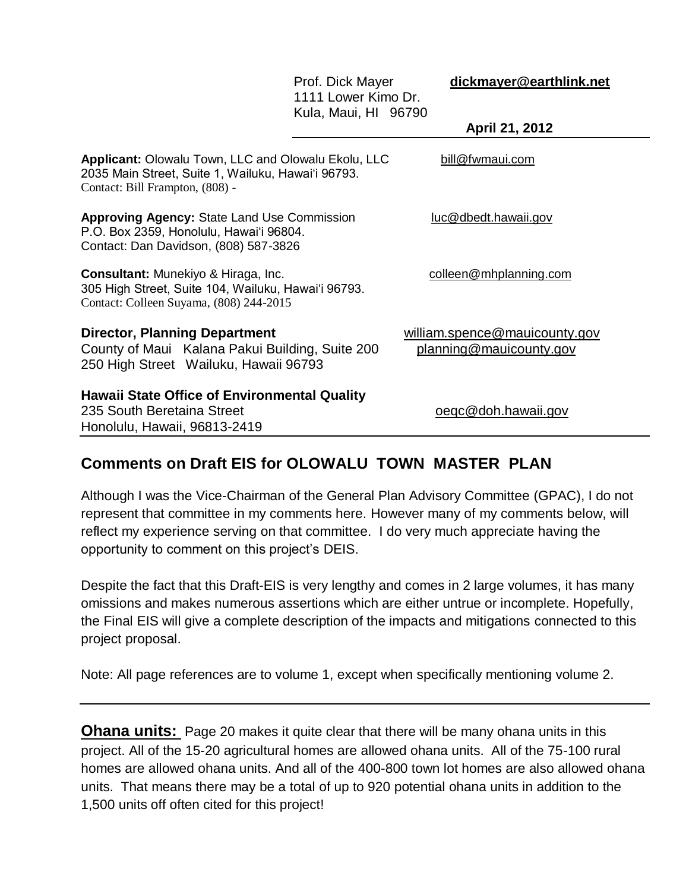Prof. Dick Mayer **dickmayer@earthlink.net**
1111 Lower Kimo Dr.
Kula, Maui, HI 96790

**April 21, 2012**

---

**Applicant:** Olowalu Town, LLC and Olowalu Ekolu, LLC bill@fwmaui.com
2035 Main Street, Suite 1, Wailuku, Hawaiʻi 96793.
Contact: Bill Frampton, (808) -

**Approving Agency:** State Land Use Commission luc@dbedt.hawaii.gov
P.O. Box 2359, Honolulu, Hawaiʻi 96804.
Contact: Dan Davidson, (808) 587-3826

**Consultant:** Munekiyo & Hiraga, Inc. colleen@mhplanning.com
305 High Street, Suite 104, Wailuku, Hawaiʻi 96793.
Contact: Colleen Suyama, (808) 244-2015

**Director, Planning Department** william.spence@mauicounty.gov
County of Maui Kalana Pakui Building, Suite 200 planning@mauicounty.gov
250 High Street Wailuku, Hawaii 96793

**Hawaii State Office of Environmental Quality**
235 South Beretaina Street oeqc@doh.hawaii.gov
Honolulu, Hawaii, 96813-2419

---

## Comments on Draft EIS for OLOWALU TOWN MASTER PLAN

Although I was the Vice-Chairman of the General Plan Advisory Committee (GPAC), I do not represent that committee in my comments here. However many of my comments below, will reflect my experience serving on that committee. I do very much appreciate having the opportunity to comment on this project's DEIS.

Despite the fact that this Draft-EIS is very lengthy and comes in 2 large volumes, it has many omissions and makes numerous assertions which are either untrue or incomplete. Hopefully, the Final EIS will give a complete description of the impacts and mitigations connected to this project proposal.

Note: All page references are to volume 1, except when specifically mentioning volume 2.

---

**Ohana units:** Page 20 makes it quite clear that there will be many ohana units in this project. All of the 15-20 agricultural homes are allowed ohana units. All of the 75-100 rural homes are allowed ohana units. And all of the 400-800 town lot homes are also allowed ohana units. That means there may be a total of up to 920 potential ohana units in addition to the 1,500 units off often cited for this project!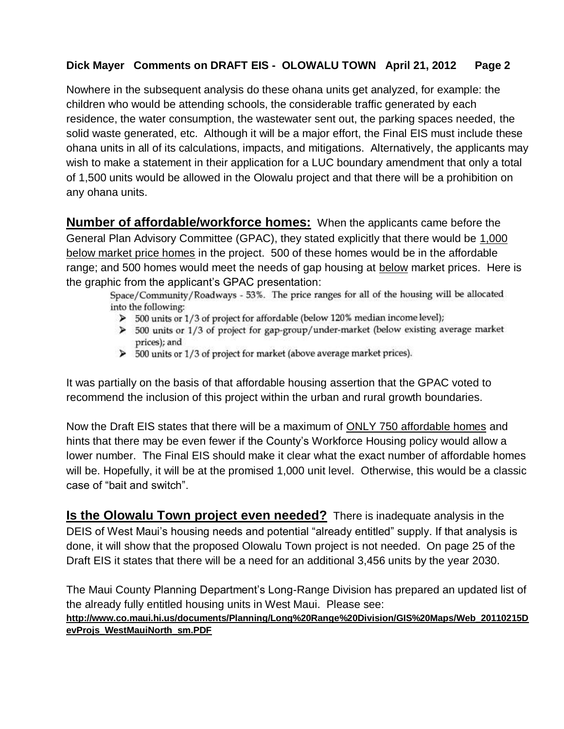Nowhere in the subsequent analysis do these ohana units get analyzed, for example: the children who would be attending schools, the considerable traffic generated by each residence, the water consumption, the wastewater sent out, the parking spaces needed, the solid waste generated, etc. Although it will be a major effort, the Final EIS must include these ohana units in all of its calculations, impacts, and mitigations. Alternatively, the applicants may wish to make a statement in their application for a LUC boundary amendment that only a total of 1,500 units would be allowed in the Olowalu project and that there will be a prohibition on any ohana units.

**Number of affordable/workforce homes:** When the applicants came before the General Plan Advisory Committee (GPAC), they stated explicitly that there would be 1,000 below market price homes in the project. 500 of these homes would be in the affordable range; and 500 homes would meet the needs of gap housing at below market prices. Here is the graphic from the applicant's GPAC presentation:

> Space/Community/Roadways - 53%. The price ranges for all of the housing will be allocated into the following:
>
> - 500 units or 1/3 of project for affordable (below 120% median income level);
> - 500 units or 1/3 of project for gap-group/under-market (below existing average market prices); and
> - 500 units or 1/3 of project for market (above average market prices).

It was partially on the basis of that affordable housing assertion that the GPAC voted to recommend the inclusion of this project within the urban and rural growth boundaries.

Now the Draft EIS states that there will be a maximum of ONLY 750 affordable homes and hints that there may be even fewer if the County's Workforce Housing policy would allow a lower number. The Final EIS should make it clear what the exact number of affordable homes will be. Hopefully, it will be at the promised 1,000 unit level. Otherwise, this would be a classic case of "bait and switch".

**Is the Olowalu Town project even needed?** There is inadequate analysis in the DEIS of West Maui's housing needs and potential "already entitled" supply. If that analysis is done, it will show that the proposed Olowalu Town project is not needed. On page 25 of the Draft EIS it states that there will be a need for an additional 3,456 units by the year 2030.

The Maui County Planning Department's Long-Range Division has prepared an updated list of the already fully entitled housing units in West Maui. Please see:
**http://www.co.maui.hi.us/documents/Planning/Long%20Range%20Division/GIS%20Maps/Web_20110215DevProjs_WestMauiNorth_sm.PDF**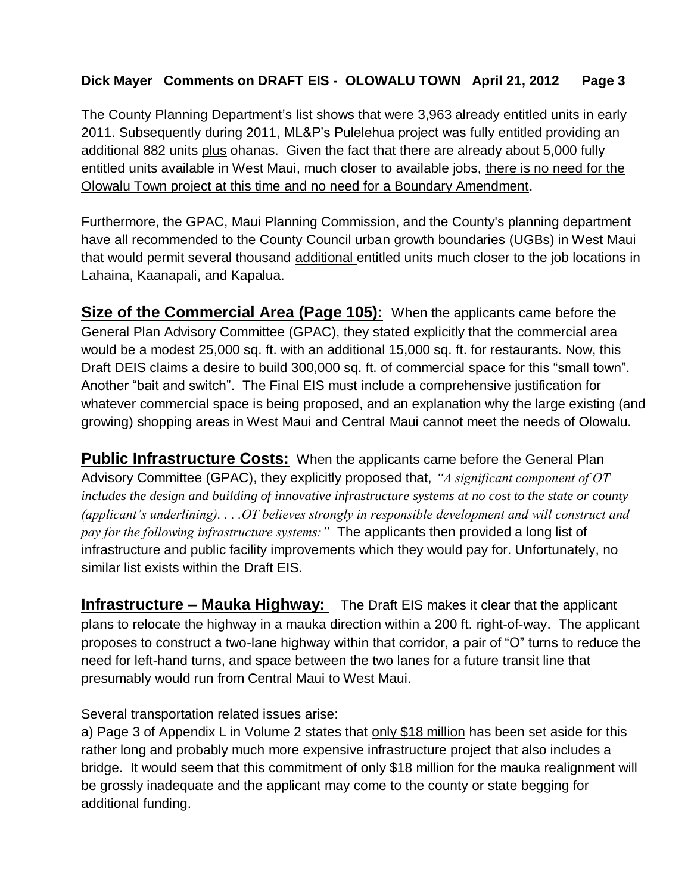The County Planning Department's list shows that were 3,963 already entitled units in early 2011. Subsequently during 2011, ML&P's Pulelehua project was fully entitled providing an additional 882 units plus ohanas. Given the fact that there are already about 5,000 fully entitled units available in West Maui, much closer to available jobs, there is no need for the Olowalu Town project at this time and no need for a Boundary Amendment.

Furthermore, the GPAC, Maui Planning Commission, and the County's planning department have all recommended to the County Council urban growth boundaries (UGBs) in West Maui that would permit several thousand additional entitled units much closer to the job locations in Lahaina, Kaanapali, and Kapalua.

**Size of the Commercial Area (Page 105):** When the applicants came before the General Plan Advisory Committee (GPAC), they stated explicitly that the commercial area would be a modest 25,000 sq. ft. with an additional 15,000 sq. ft. for restaurants. Now, this Draft DEIS claims a desire to build 300,000 sq. ft. of commercial space for this "small town". Another "bait and switch". The Final EIS must include a comprehensive justification for whatever commercial space is being proposed, and an explanation why the large existing (and growing) shopping areas in West Maui and Central Maui cannot meet the needs of Olowalu.

**Public Infrastructure Costs:** When the applicants came before the General Plan Advisory Committee (GPAC), they explicitly proposed that, *"A significant component of OT includes the design and building of innovative infrastructure systems at no cost to the state or county (applicant's underlining). . . .OT believes strongly in responsible development and will construct and pay for the following infrastructure systems:"* The applicants then provided a long list of infrastructure and public facility improvements which they would pay for. Unfortunately, no similar list exists within the Draft EIS.

**Infrastructure – Mauka Highway:** The Draft EIS makes it clear that the applicant plans to relocate the highway in a mauka direction within a 200 ft. right-of-way. The applicant proposes to construct a two-lane highway within that corridor, a pair of "O" turns to reduce the need for left-hand turns, and space between the two lanes for a future transit line that presumably would run from Central Maui to West Maui.

Several transportation related issues arise:

a) Page 3 of Appendix L in Volume 2 states that only $18 million has been set aside for this rather long and probably much more expensive infrastructure project that also includes a bridge. It would seem that this commitment of only $18 million for the mauka realignment will be grossly inadequate and the applicant may come to the county or state begging for additional funding.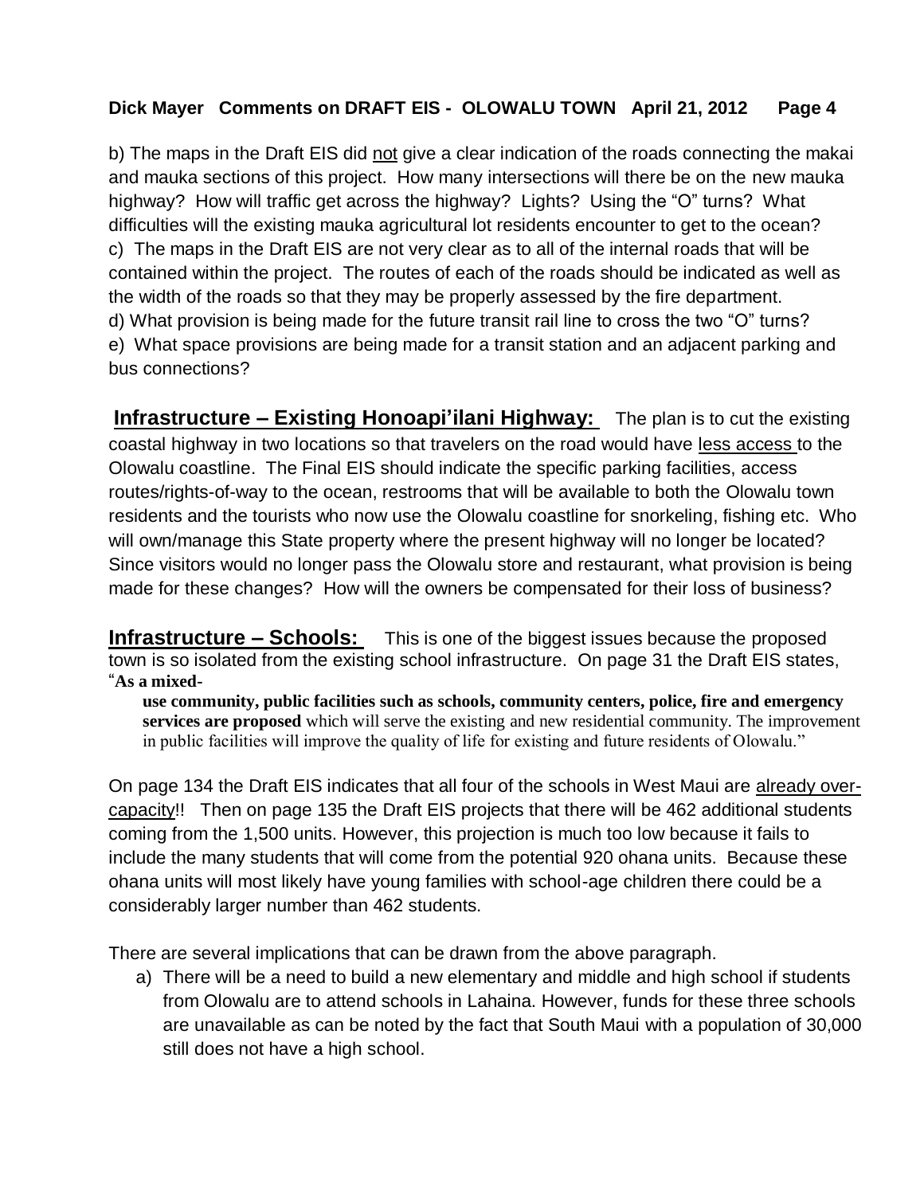b) The maps in the Draft EIS did not give a clear indication of the roads connecting the makai and mauka sections of this project. How many intersections will there be on the new mauka highway? How will traffic get across the highway? Lights? Using the "O" turns? What difficulties will the existing mauka agricultural lot residents encounter to get to the ocean?
c) The maps in the Draft EIS are not very clear as to all of the internal roads that will be contained within the project. The routes of each of the roads should be indicated as well as the width of the roads so that they may be properly assessed by the fire department.
d) What provision is being made for the future transit rail line to cross the two "O" turns?
e) What space provisions are being made for a transit station and an adjacent parking and bus connections?

**Infrastructure – Existing Honoapi'ilani Highway:** The plan is to cut the existing coastal highway in two locations so that travelers on the road would have less access to the Olowalu coastline. The Final EIS should indicate the specific parking facilities, access routes/rights-of-way to the ocean, restrooms that will be available to both the Olowalu town residents and the tourists who now use the Olowalu coastline for snorkeling, fishing etc. Who will own/manage this State property where the present highway will no longer be located? Since visitors would no longer pass the Olowalu store and restaurant, what provision is being made for these changes? How will the owners be compensated for their loss of business?

**Infrastructure – Schools:** This is one of the biggest issues because the proposed town is so isolated from the existing school infrastructure. On page 31 the Draft EIS states, "**As a mixed-**

> **use community, public facilities such as schools, community centers, police, fire and emergency services are proposed** which will serve the existing and new residential community. The improvement in public facilities will improve the quality of life for existing and future residents of Olowalu."

On page 134 the Draft EIS indicates that all four of the schools in West Maui are already over-capacity!! Then on page 135 the Draft EIS projects that there will be 462 additional students coming from the 1,500 units. However, this projection is much too low because it fails to include the many students that will come from the potential 920 ohana units. Because these ohana units will most likely have young families with school-age children there could be a considerably larger number than 462 students.

There are several implications that can be drawn from the above paragraph.

a) There will be a need to build a new elementary and middle and high school if students from Olowalu are to attend schools in Lahaina. However, funds for these three schools are unavailable as can be noted by the fact that South Maui with a population of 30,000 still does not have a high school.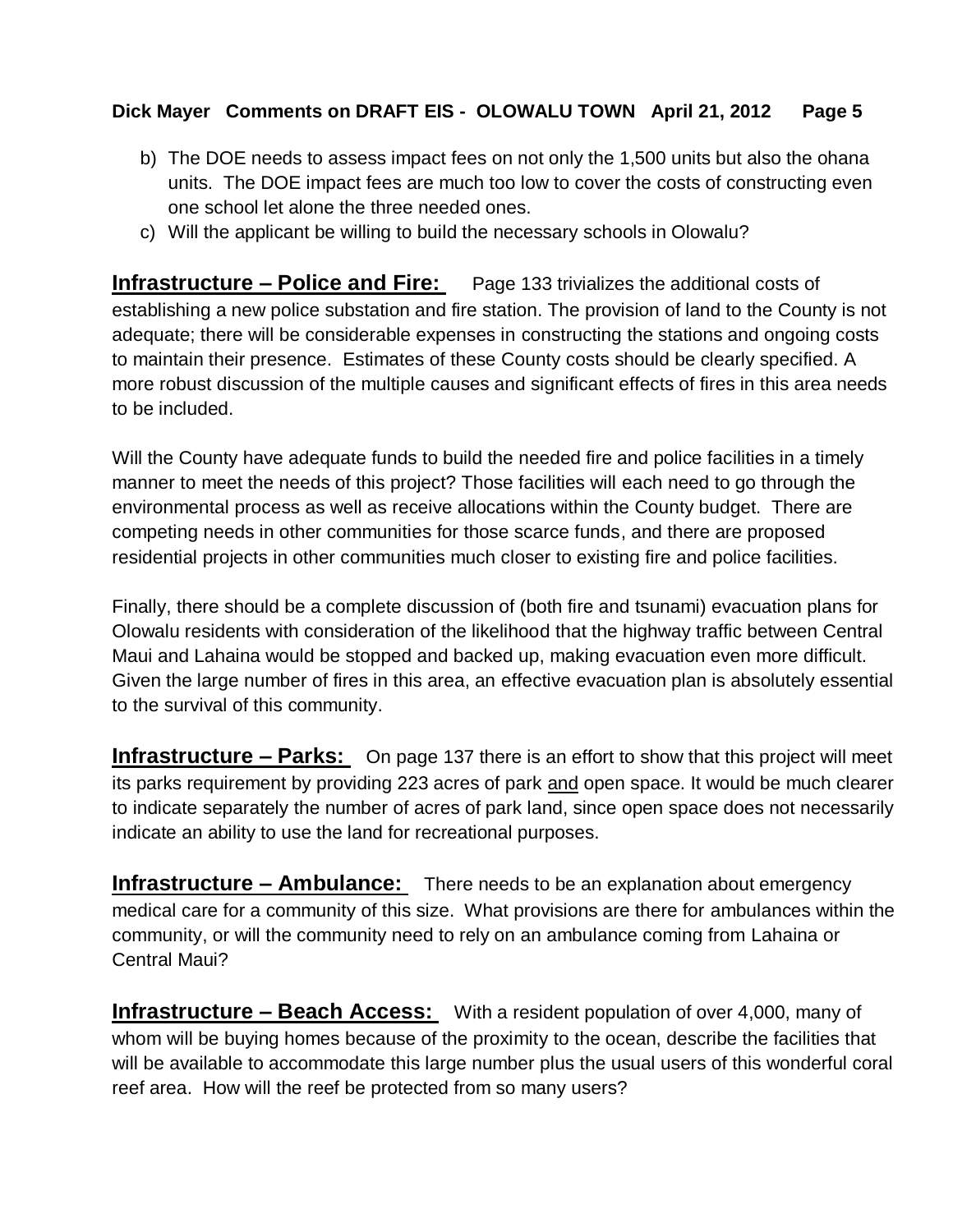b) The DOE needs to assess impact fees on not only the 1,500 units but also the ohana units. The DOE impact fees are much too low to cover the costs of constructing even one school let alone the three needed ones.
c) Will the applicant be willing to build the necessary schools in Olowalu?

**Infrastructure – Police and Fire:** Page 133 trivializes the additional costs of establishing a new police substation and fire station. The provision of land to the County is not adequate; there will be considerable expenses in constructing the stations and ongoing costs to maintain their presence. Estimates of these County costs should be clearly specified. A more robust discussion of the multiple causes and significant effects of fires in this area needs to be included.

Will the County have adequate funds to build the needed fire and police facilities in a timely manner to meet the needs of this project? Those facilities will each need to go through the environmental process as well as receive allocations within the County budget. There are competing needs in other communities for those scarce funds, and there are proposed residential projects in other communities much closer to existing fire and police facilities.

Finally, there should be a complete discussion of (both fire and tsunami) evacuation plans for Olowalu residents with consideration of the likelihood that the highway traffic between Central Maui and Lahaina would be stopped and backed up, making evacuation even more difficult. Given the large number of fires in this area, an effective evacuation plan is absolutely essential to the survival of this community.

**Infrastructure – Parks:** On page 137 there is an effort to show that this project will meet its parks requirement by providing 223 acres of park and open space. It would be much clearer to indicate separately the number of acres of park land, since open space does not necessarily indicate an ability to use the land for recreational purposes.

**Infrastructure – Ambulance:** There needs to be an explanation about emergency medical care for a community of this size. What provisions are there for ambulances within the community, or will the community need to rely on an ambulance coming from Lahaina or Central Maui?

**Infrastructure – Beach Access:** With a resident population of over 4,000, many of whom will be buying homes because of the proximity to the ocean, describe the facilities that will be available to accommodate this large number plus the usual users of this wonderful coral reef area. How will the reef be protected from so many users?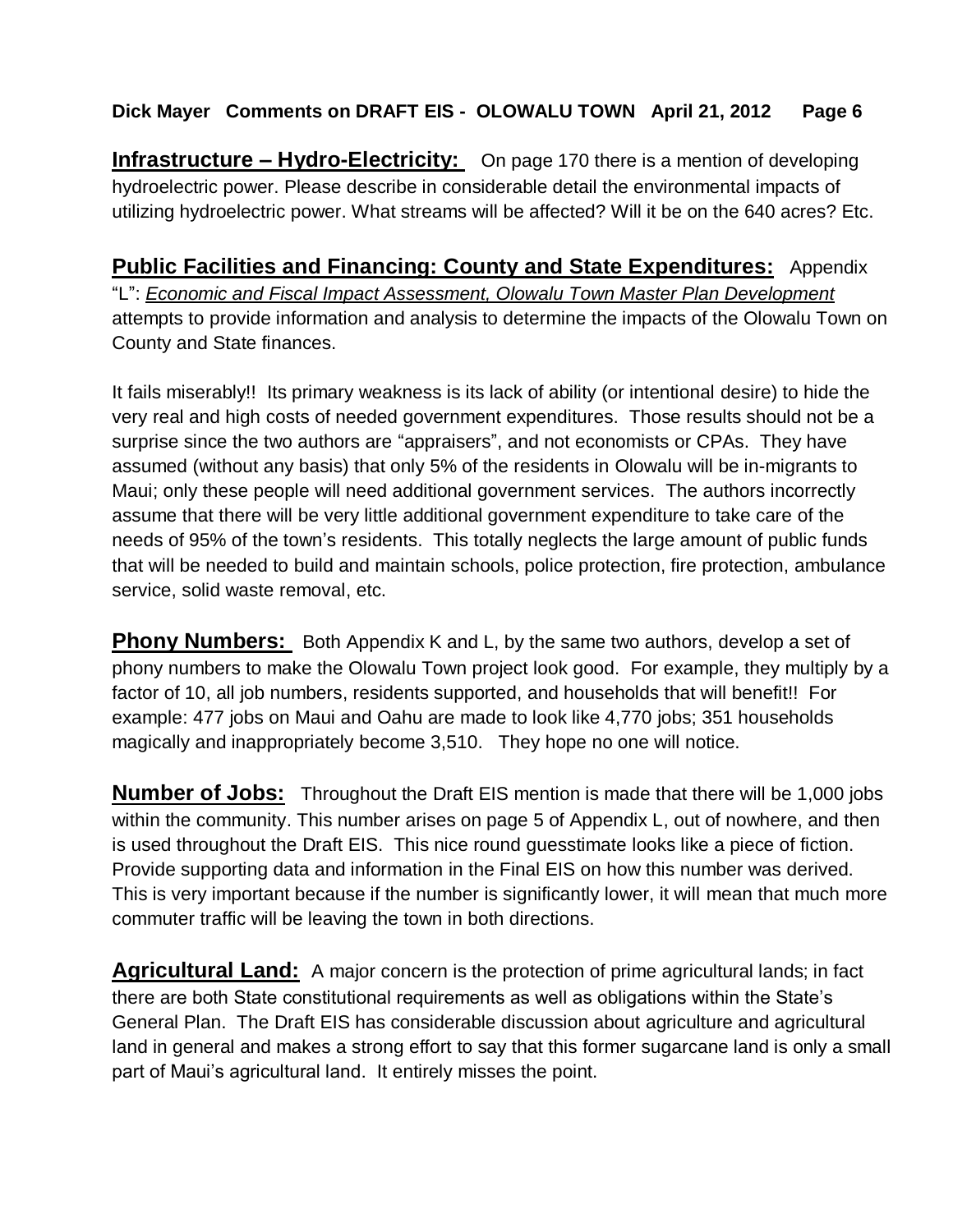**Infrastructure – Hydro-Electricity:** On page 170 there is a mention of developing hydroelectric power. Please describe in considerable detail the environmental impacts of utilizing hydroelectric power. What streams will be affected? Will it be on the 640 acres? Etc.

**Public Facilities and Financing: County and State Expenditures:** Appendix "L": *Economic and Fiscal Impact Assessment, Olowalu Town Master Plan Development* attempts to provide information and analysis to determine the impacts of the Olowalu Town on County and State finances.

It fails miserably!! Its primary weakness is its lack of ability (or intentional desire) to hide the very real and high costs of needed government expenditures. Those results should not be a surprise since the two authors are "appraisers", and not economists or CPAs. They have assumed (without any basis) that only 5% of the residents in Olowalu will be in-migrants to Maui; only these people will need additional government services. The authors incorrectly assume that there will be very little additional government expenditure to take care of the needs of 95% of the town's residents. This totally neglects the large amount of public funds that will be needed to build and maintain schools, police protection, fire protection, ambulance service, solid waste removal, etc.

**Phony Numbers:** Both Appendix K and L, by the same two authors, develop a set of phony numbers to make the Olowalu Town project look good. For example, they multiply by a factor of 10, all job numbers, residents supported, and households that will benefit!! For example: 477 jobs on Maui and Oahu are made to look like 4,770 jobs; 351 households magically and inappropriately become 3,510. They hope no one will notice.

**Number of Jobs:** Throughout the Draft EIS mention is made that there will be 1,000 jobs within the community. This number arises on page 5 of Appendix L, out of nowhere, and then is used throughout the Draft EIS. This nice round guesstimate looks like a piece of fiction. Provide supporting data and information in the Final EIS on how this number was derived. This is very important because if the number is significantly lower, it will mean that much more commuter traffic will be leaving the town in both directions.

**Agricultural Land:** A major concern is the protection of prime agricultural lands; in fact there are both State constitutional requirements as well as obligations within the State's General Plan. The Draft EIS has considerable discussion about agriculture and agricultural land in general and makes a strong effort to say that this former sugarcane land is only a small part of Maui's agricultural land. It entirely misses the point.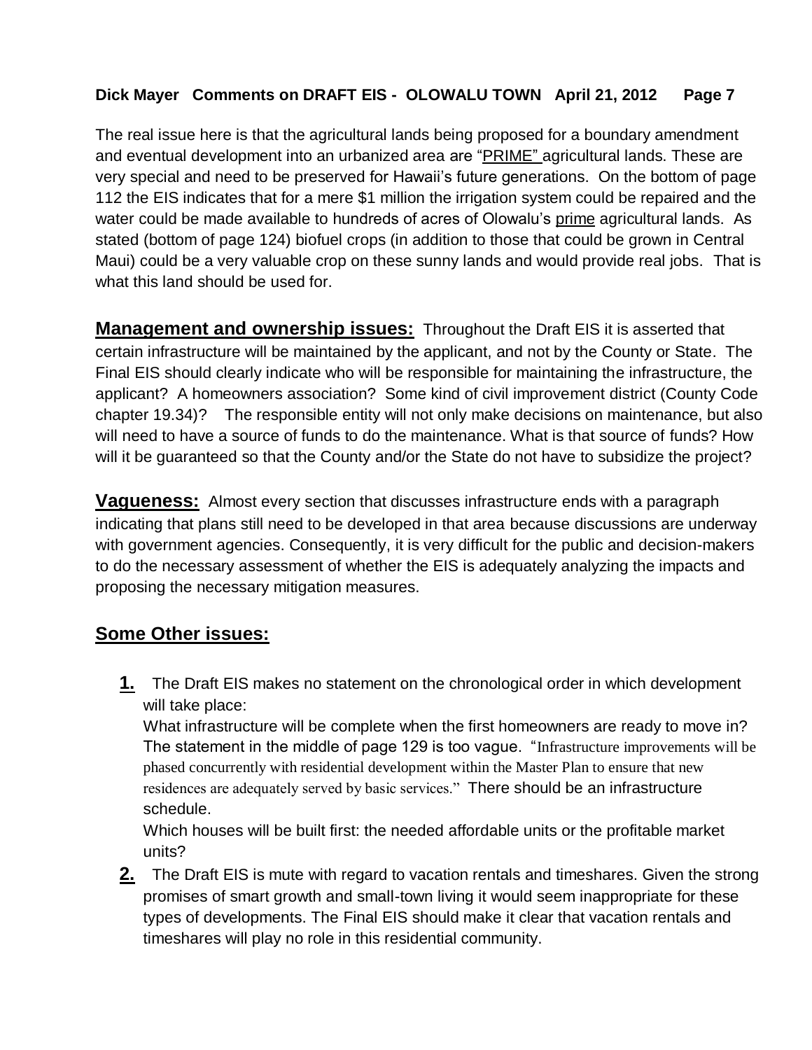The real issue here is that the agricultural lands being proposed for a boundary amendment and eventual development into an urbanized area are "PRIME" agricultural lands. These are very special and need to be preserved for Hawaii's future generations. On the bottom of page 112 the EIS indicates that for a mere $1 million the irrigation system could be repaired and the water could be made available to hundreds of acres of Olowalu's prime agricultural lands. As stated (bottom of page 124) biofuel crops (in addition to those that could be grown in Central Maui) could be a very valuable crop on these sunny lands and would provide real jobs. That is what this land should be used for.

**Management and ownership issues:** Throughout the Draft EIS it is asserted that certain infrastructure will be maintained by the applicant, and not by the County or State. The Final EIS should clearly indicate who will be responsible for maintaining the infrastructure, the applicant? A homeowners association? Some kind of civil improvement district (County Code chapter 19.34)? The responsible entity will not only make decisions on maintenance, but also will need to have a source of funds to do the maintenance. What is that source of funds? How will it be guaranteed so that the County and/or the State do not have to subsidize the project?

**Vagueness:** Almost every section that discusses infrastructure ends with a paragraph indicating that plans still need to be developed in that area because discussions are underway with government agencies. Consequently, it is very difficult for the public and decision-makers to do the necessary assessment of whether the EIS is adequately analyzing the impacts and proposing the necessary mitigation measures.

## Some Other issues:

**1.** The Draft EIS makes no statement on the chronological order in which development will take place:

What infrastructure will be complete when the first homeowners are ready to move in? The statement in the middle of page 129 is too vague. "Infrastructure improvements will be phased concurrently with residential development within the Master Plan to ensure that new residences are adequately served by basic services." There should be an infrastructure schedule.

Which houses will be built first: the needed affordable units or the profitable market units?

**2.** The Draft EIS is mute with regard to vacation rentals and timeshares. Given the strong promises of smart growth and small-town living it would seem inappropriate for these types of developments. The Final EIS should make it clear that vacation rentals and timeshares will play no role in this residential community.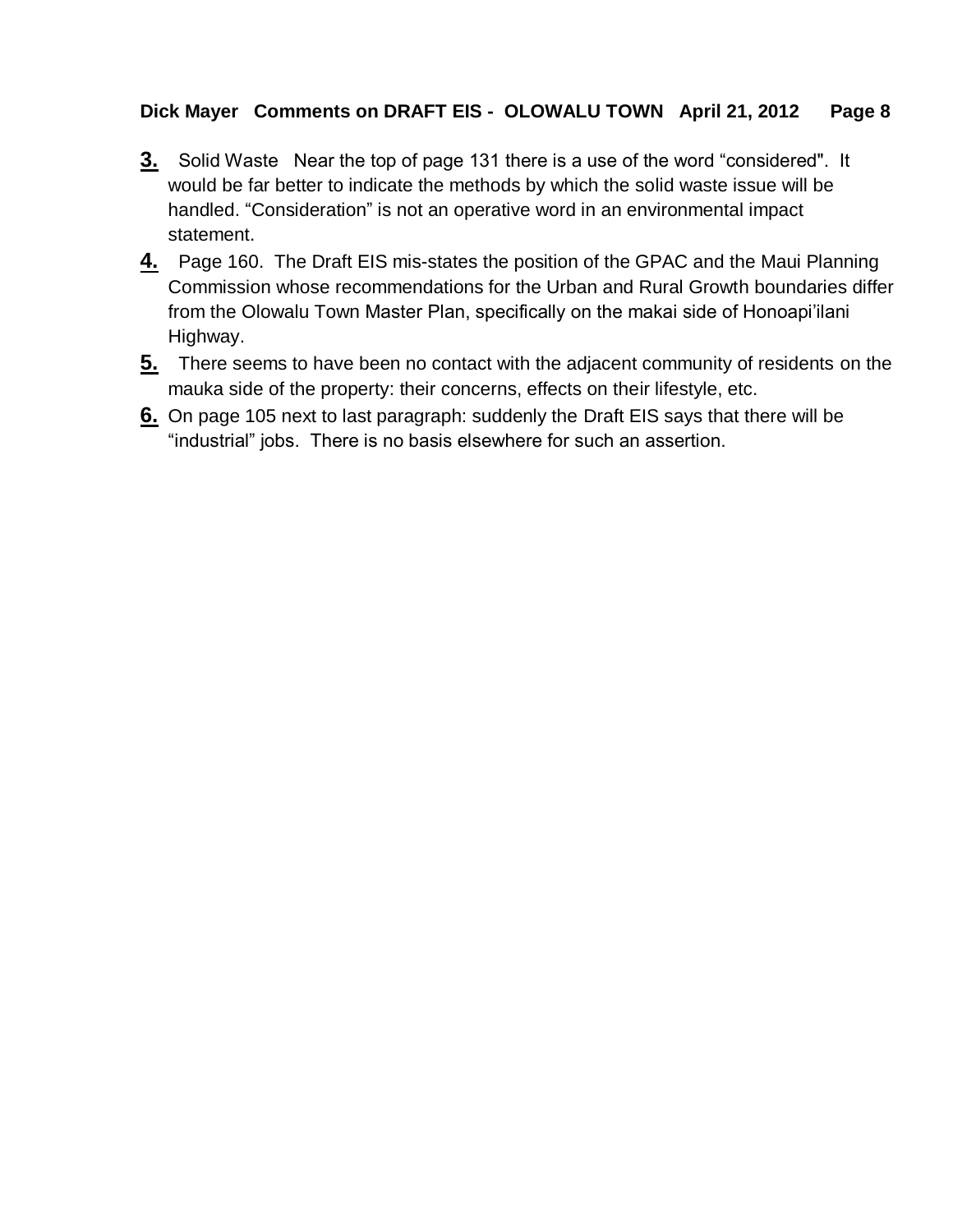**3.** Solid Waste Near the top of page 131 there is a use of the word "considered". It would be far better to indicate the methods by which the solid waste issue will be handled. "Consideration" is not an operative word in an environmental impact statement.

**4.** Page 160. The Draft EIS mis-states the position of the GPAC and the Maui Planning Commission whose recommendations for the Urban and Rural Growth boundaries differ from the Olowalu Town Master Plan, specifically on the makai side of Honoapi'ilani Highway.

**5.** There seems to have been no contact with the adjacent community of residents on the mauka side of the property: their concerns, effects on their lifestyle, etc.

**6.** On page 105 next to last paragraph: suddenly the Draft EIS says that there will be "industrial" jobs. There is no basis elsewhere for such an assertion.